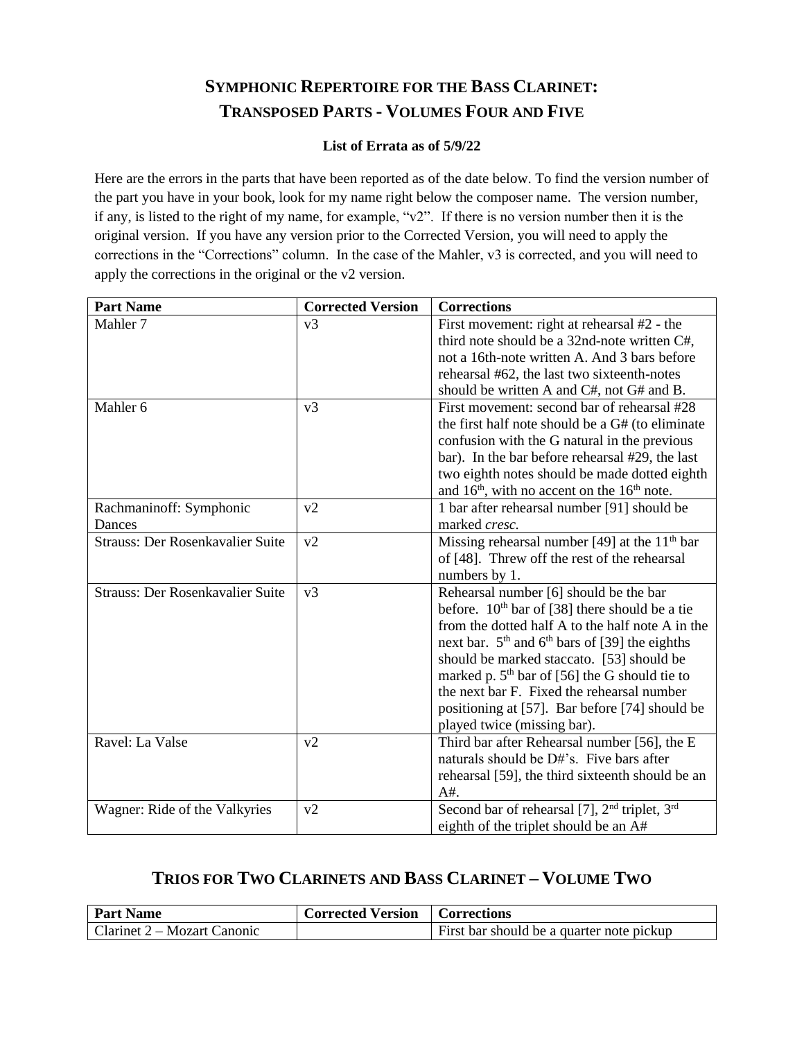# Symphonic Repertoire for the Bass Clarinet: Transposed Parts - Volumes Four and Five

**List of Errata as of 5/9/22**

Here are the errors in the parts that have been reported as of the date below. To find the version number of the part you have in your book, look for my name right below the composer name. The version number, if any, is listed to the right of my name, for example, "v2". If there is no version number then it is the original version. If you have any version prior to the Corrected Version, you will need to apply the corrections in the "Corrections" column. In the case of the Mahler, v3 is corrected, and you will need to apply the corrections in the original or the v2 version.

| Part Name | Corrected Version | Corrections |
|---|---|---|
| Mahler 7 | v3 | First movement: right at rehearsal #2 - the third note should be a 32nd-note written C#, not a 16th-note written A. And 3 bars before rehearsal #62, the last two sixteenth-notes should be written A and C#, not G# and B. |
| Mahler 6 | v3 | First movement: second bar of rehearsal #28 the first half note should be a G# (to eliminate confusion with the G natural in the previous bar). In the bar before rehearsal #29, the last two eighth notes should be made dotted eighth and 16th, with no accent on the 16th note. |
| Rachmaninoff: Symphonic Dances | v2 | 1 bar after rehearsal number [91] should be marked *cresc.* |
| Strauss: Der Rosenkavalier Suite | v2 | Missing rehearsal number [49] at the 11th bar of [48]. Threw off the rest of the rehearsal numbers by 1. |
| Strauss: Der Rosenkavalier Suite | v3 | Rehearsal number [6] should be the bar before. 10th bar of [38] there should be a tie from the dotted half A to the half note A in the next bar. 5th and 6th bars of [39] the eighths should be marked staccato. [53] should be marked p. 5th bar of [56] the G should tie to the next bar F. Fixed the rehearsal number positioning at [57]. Bar before [74] should be played twice (missing bar). |
| Ravel: La Valse | v2 | Third bar after Rehearsal number [56], the E naturals should be D#'s. Five bars after rehearsal [59], the third sixteenth should be an A#. |
| Wagner: Ride of the Valkyries | v2 | Second bar of rehearsal [7], 2nd triplet, 3rd eighth of the triplet should be an A# |

# Trios for Two Clarinets and Bass Clarinet – Volume Two

| Part Name | Corrected Version | Corrections |
|---|---|---|
| Clarinet 2 – Mozart Canonic | | First bar should be a quarter note pickup |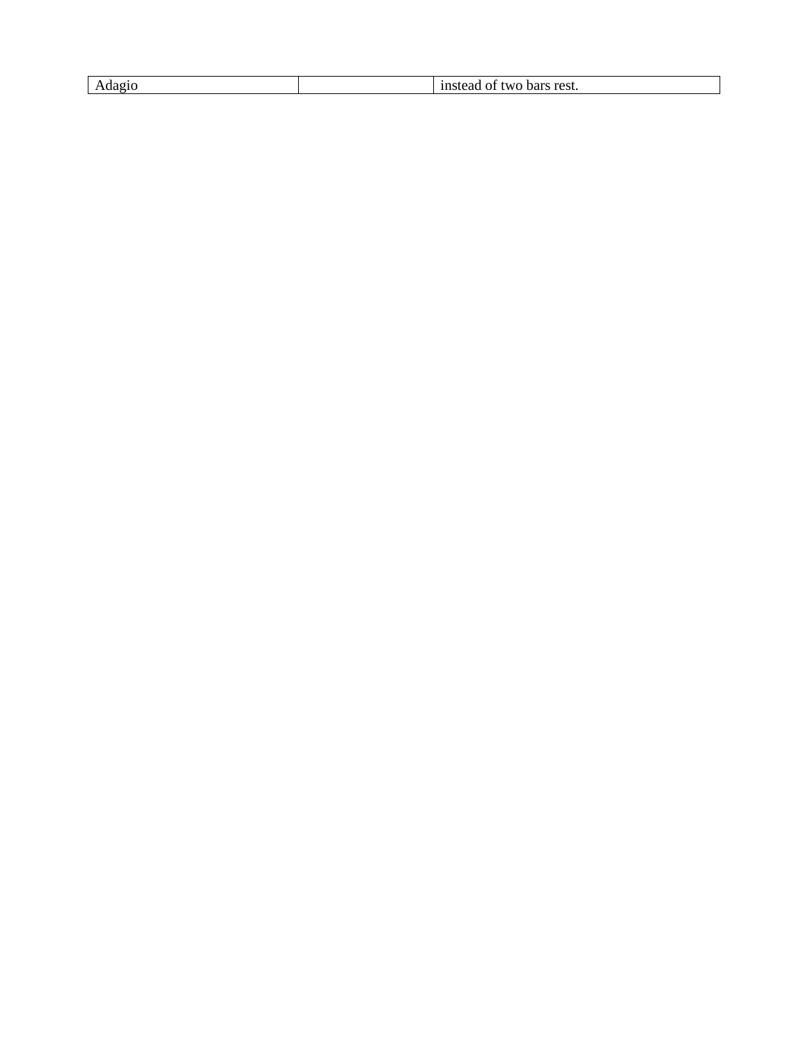| | | |
|---|---|---|
| Adagio | | instead of two bars rest. |